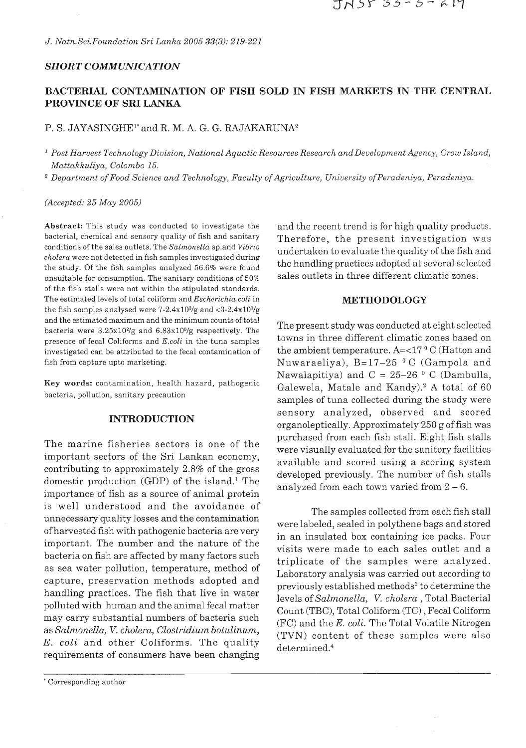*SHORT COMMUNICATION*

# BACTERIAL CONTAMINATION OF FISH SOLD IN FISH MARKETS IN THE CENTRAL PROVINCE OF SRI LANKA

P. S. JAYASINGHE[1*] and R. M. A. G. G. RAJAKARUNA[2]

[1] *Post Harvest Technology Division, National Aquatic Resources Research and Development Agency, Crow Island, Mattakkuliya, Colombo 15.*

[2] *Department of Food Science and Technology, Faculty of Agriculture, University of Peradeniya, Peradeniya.*

*(Accepted: 25 May 2005)*

**Abstract:** This study was conducted to investigate the bacterial, chemical and sensory quality of fish and sanitary conditions of the sales outlets. The *Salmonella* sp.and *Vibrio cholera* were not detected in fish samples investigated during the study. Of the fish samples analyzed 56.6% were found unsuitable for consumption. The sanitary conditions of 50% of the fish stalls were not within the stipulated standards. The estimated levels of total coliform and *Escherichia coli* in the fish samples analysed were $7\text{-}2.4\times10^3$/g and $<3\text{-}2.4\times10^3$/g and the estimated maximum and the minimum counts of total bacteria were $3.25\times10^2$/g and $6.83\times10^6$/g respectively. The presence of fecal Coliforms and *E.coli* in the tuna samples investigated can be attributed to the fecal contamination of fish from capture upto marketing.

**Key words:** contamination, health hazard, pathogenic bacteria, pollution, sanitary precaution

## INTRODUCTION

The marine fisheries sectors is one of the important sectors of the Sri Lankan economy, contributing to approximately 2.8% of the gross domestic production (GDP) of the island.[1] The importance of fish as a source of animal protein is well understood and the avoidance of unnecessary quality losses and the contamination of harvested fish with pathogenic bacteria are very important. The number and the nature of the bacteria on fish are affected by many factors such as sea water pollution, temperature, method of capture, preservation methods adopted and handling practices. The fish that live in water polluted with human and the animal fecal matter may carry substantial numbers of bacteria such as *Salmonella, V. cholera, Clostridium botulinum, E. coli* and other Coliforms. The quality requirements of consumers have been changing and the recent trend is for high quality products. Therefore, the present investigation was undertaken to evaluate the quality of the fish and the handling practices adopted at several selected sales outlets in three different climatic zones.

## METHODOLOGY

The present study was conducted at eight selected towns in three different climatic zones based on the ambient temperature. A=<17 $^0$ C (Hatton and Nuwaraeliya), B=17–25 $^0$ C (Gampola and Nawalapitiya) and C = 25–26 $^0$ C (Dambulla, Galewela, Matale and Kandy).[2] A total of 60 samples of tuna collected during the study were sensory analyzed, observed and scored organoleptically. Approximately 250 g of fish was purchased from each fish stall. Eight fish stalls were visually evaluated for the sanitory facilities available and scored using a scoring system developed previously. The number of fish stalls analyzed from each town varied from 2 – 6.

The samples collected from each fish stall were labeled, sealed in polythene bags and stored in an insulated box containing ice packs. Four visits were made to each sales outlet and a triplicate of the samples were analyzed. Laboratory analysis was carried out according to previously established methods[3] to determine the levels of *Salmonella, V. cholera* , Total Bacterial Count (TBC), Total Coliform (TC) , Fecal Coliform (FC) and the *E. coli.* The Total Volatile Nitrogen (TVN) content of these samples were also determined.[4]

* Corresponding author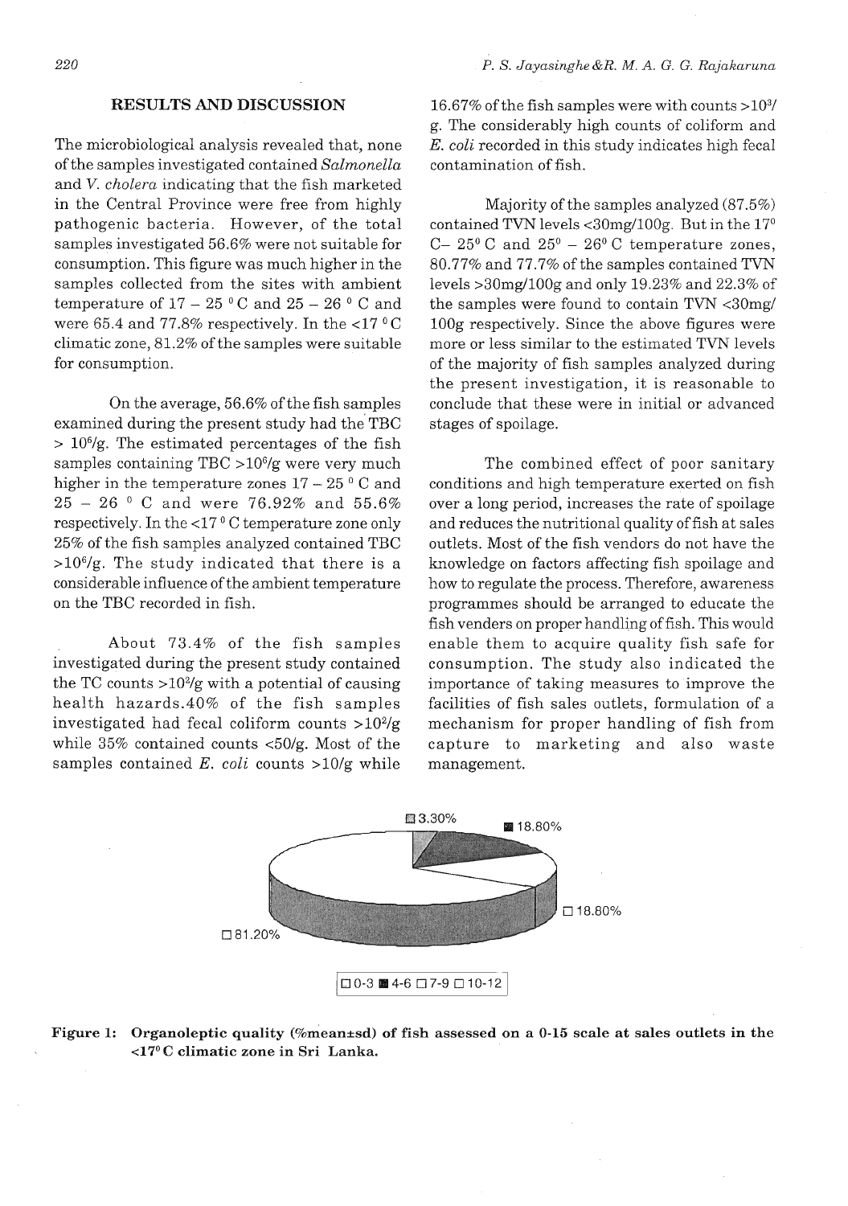## RESULTS AND DISCUSSION

The microbiological analysis revealed that, none of the samples investigated contained *Salmonella* and *V. cholera* indicating that the fish marketed in the Central Province were free from highly pathogenic bacteria. However, of the total samples investigated 56.6% were not suitable for consumption. This figure was much higher in the samples collected from the sites with ambient temperature of 17 – 25 °C and 25 – 26 °C and were 65.4 and 77.8% respectively. In the <17 °C climatic zone, 81.2% of the samples were suitable for consumption.

On the average, 56.6% of the fish samples examined during the present study had the TBC > $10^6$/g. The estimated percentages of the fish samples containing TBC >$10^6$/g were very much higher in the temperature zones 17 – 25 °C and 25 – 26 °C and were 76.92% and 55.6% respectively. In the <17 °C temperature zone only 25% of the fish samples analyzed contained TBC >$10^6$/g. The study indicated that there is a considerable influence of the ambient temperature on the TBC recorded in fish.

About 73.4% of the fish samples investigated during the present study contained the TC counts >$10^2$/g with a potential of causing health hazards.40% of the fish samples investigated had fecal coliform counts >$10^2$/g while 35% contained counts <50/g. Most of the samples contained *E. coli* counts >10/g while 16.67% of the fish samples were with counts >$10^3$/g. The considerably high counts of coliform and *E. coli* recorded in this study indicates high fecal contamination of fish.

Majority of the samples analyzed (87.5%) contained TVN levels <30mg/100g. But in the 17° C– 25° C and 25° – 26° C temperature zones, 80.77% and 77.7% of the samples contained TVN levels >30mg/100g and only 19.23% and 22.3% of the samples were found to contain TVN <30mg/100g respectively. Since the above figures were more or less similar to the estimated TVN levels of the majority of fish samples analyzed during the present investigation, it is reasonable to conclude that these were in initial or advanced stages of spoilage.

The combined effect of poor sanitary conditions and high temperature exerted on fish over a long period, increases the rate of spoilage and reduces the nutritional quality of fish at sales outlets. Most of the fish vendors do not have the knowledge on factors affecting fish spoilage and how to regulate the process. Therefore, awareness programmes should be arranged to educate the fish venders on proper handling of fish. This would enable them to acquire quality fish safe for consumption. The study also indicated the importance of taking measures to improve the facilities of fish sales outlets, formulation of a mechanism for proper handling of fish from capture to marketing and also waste management.

3.30% | 18.80% | 18.80% | 81.20%

0-3 | 4-6 | 7-9 | 10-12

**Figure 1: Organoleptic quality (%mean±sd) of fish assessed on a 0-15 scale at sales outlets in the <17° C climatic zone in Sri Lanka.**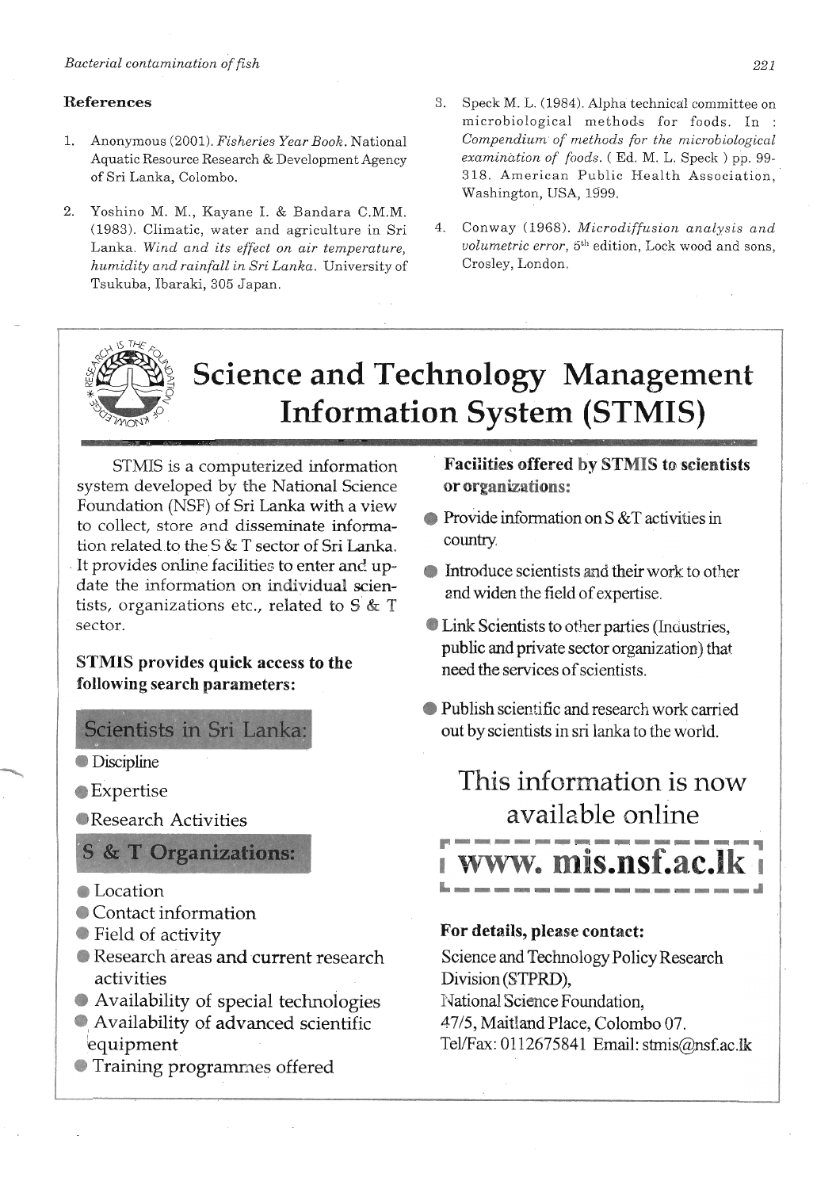### References

1. Anonymous (2001). *Fisheries Year Book*. National Aquatic Resource Research & Development Agency of Sri Lanka, Colombo.

2. Yoshino M. M., Kayane I. & Bandara C.M.M. (1983). Climatic, water and agriculture in Sri Lanka. *Wind and its effect on air temperature, humidity and rainfall in Sri Lanka*. University of Tsukuba, Ibaraki, 305 Japan.

3. Speck M. L. (1984). Alpha technical committee on microbiological methods for foods. In : *Compendium of methods for the microbiological examination of foods*. ( Ed. M. L. Speck ) pp. 99-318. American Public Health Association, Washington, USA, 1999.

4. Conway (1968). *Microdiffusion analysis and volumetric error*, 5th edition, Lock wood and sons, Crosley, London.

# Science and Technology Management Information System (STMIS)

STMIS is a computerized information system developed by the National Science Foundation (NSF) of Sri Lanka with a view to collect, store and disseminate information related to the S & T sector of Sri Lanka. It provides online facilities to enter and update the information on individual scientists, organizations etc., related to S & T sector.

**STMIS provides quick access to the following search parameters:**

**Scientists in Sri Lanka:**

- Discipline
- Expertise
- Research Activities

**S & T Organizations:**

- Location
- Contact information
- Field of activity
- Research areas and current research activities
- Availability of special technologies
- Availability of advanced scientific equipment
- Training programmes offered

**Facilities offered by STMIS to scientists or organizations:**

- Provide information on S &T activities in country.
- Introduce scientists and their work to other and widen the field of expertise.
- Link Scientists to other parties (Industries, public and private sector organization) that need the services of scientists.
- Publish scientific and research work carried out by scientists in sri lanka to the world.

This information is now available online

**www. mis.nsf.ac.lk**

**For details, please contact:**

Science and Technology Policy Research Division (STPRD),
National Science Foundation,
47/5, Maitland Place, Colombo 07.
Tel/Fax: 0112675841 Email: stmis@nsf.ac.lk